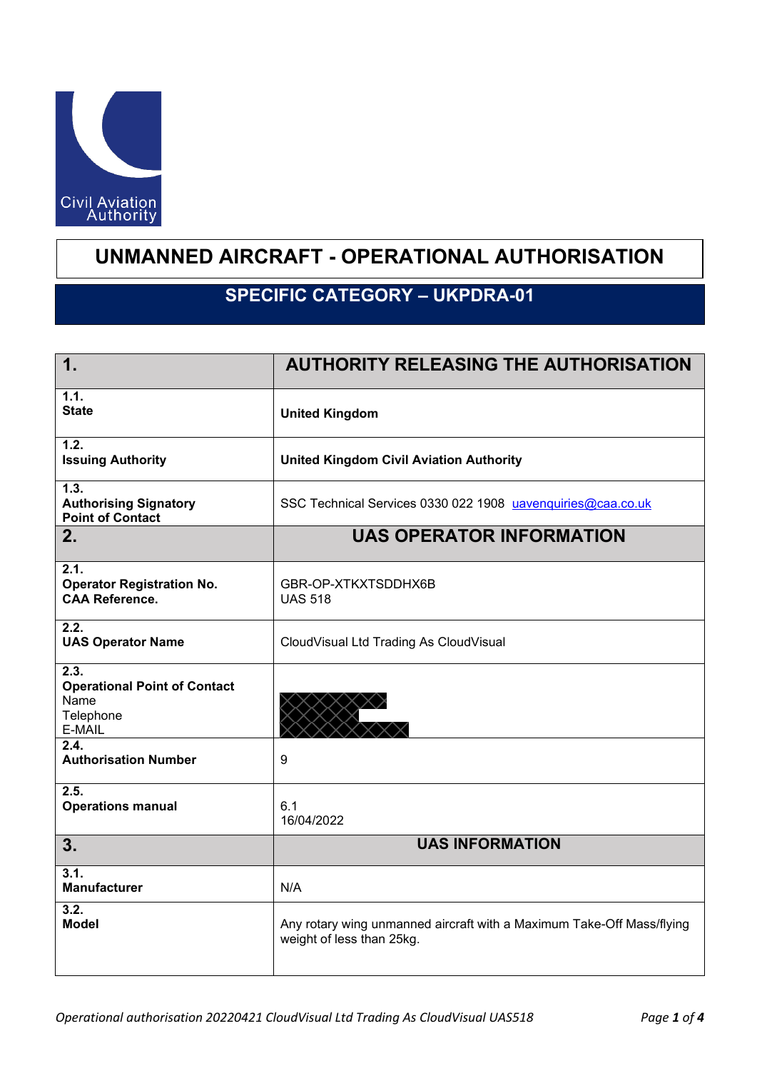Civil Aviation Authority

# UNMANNED AIRCRAFT - OPERATIONAL AUTHORISATION

## SPECIFIC CATEGORY – UKPDRA-01

| **1.** | **AUTHORITY RELEASING THE AUTHORISATION** |
|---|---|
| **1.1. State** | **United Kingdom** |
| **1.2. Issuing Authority** | **United Kingdom Civil Aviation Authority** |
| **1.3. Authorising Signatory Point of Contact** | SSC Technical Services 0330 022 1908 uavenquiries@caa.co.uk |
| **2.** | **UAS OPERATOR INFORMATION** |
| **2.1. Operator Registration No. CAA Reference.** | GBR-OP-XTKXTSDDHX6B<br>UAS 518 |
| **2.2. UAS Operator Name** | CloudVisual Ltd Trading As CloudVisual |
| **2.3. Operational Point of Contact** Name Telephone E-MAIL | |
| **2.4. Authorisation Number** | 9 |
| **2.5. Operations manual** | 6.1<br>16/04/2022 |
| **3.** | **UAS INFORMATION** |
| **3.1. Manufacturer** | N/A |
| **3.2. Model** | Any rotary wing unmanned aircraft with a Maximum Take-Off Mass/flying weight of less than 25kg. |

*Operational authorisation 20220421 CloudVisual Ltd Trading As CloudVisual UAS518*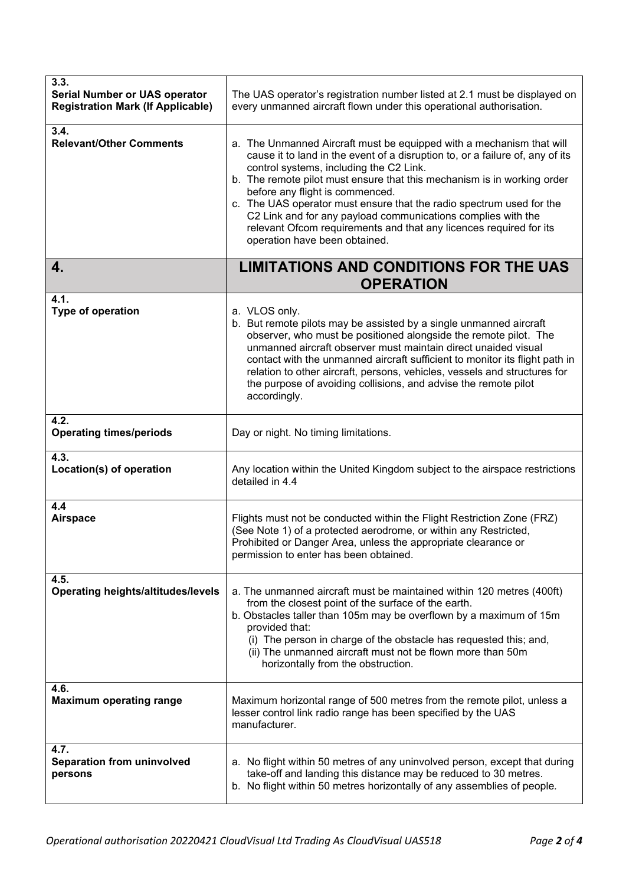| | |
|---|---|
| **3.3. Serial Number or UAS operator Registration Mark (If Applicable)** | The UAS operator's registration number listed at 2.1 must be displayed on every unmanned aircraft flown under this operational authorisation. |
| **3.4. Relevant/Other Comments** | a. The Unmanned Aircraft must be equipped with a mechanism that will cause it to land in the event of a disruption to, or a failure of, any of its control systems, including the C2 Link.<br>b. The remote pilot must ensure that this mechanism is in working order before any flight is commenced.<br>c. The UAS operator must ensure that the radio spectrum used for the C2 Link and for any payload communications complies with the relevant Ofcom requirements and that any licences required for its operation have been obtained. |
| **4.** | **LIMITATIONS AND CONDITIONS FOR THE UAS OPERATION** |
| **4.1. Type of operation** | a. VLOS only.<br>b. But remote pilots may be assisted by a single unmanned aircraft observer, who must be positioned alongside the remote pilot. The unmanned aircraft observer must maintain direct unaided visual contact with the unmanned aircraft sufficient to monitor its flight path in relation to other aircraft, persons, vehicles, vessels and structures for the purpose of avoiding collisions, and advise the remote pilot accordingly. |
| **4.2. Operating times/periods** | Day or night. No timing limitations. |
| **4.3. Location(s) of operation** | Any location within the United Kingdom subject to the airspace restrictions detailed in 4.4 |
| **4.4 Airspace** | Flights must not be conducted within the Flight Restriction Zone (FRZ) (See Note 1) of a protected aerodrome, or within any Restricted, Prohibited or Danger Area, unless the appropriate clearance or permission to enter has been obtained. |
| **4.5. Operating heights/altitudes/levels** | a. The unmanned aircraft must be maintained within 120 metres (400ft) from the closest point of the surface of the earth.<br>b. Obstacles taller than 105m may be overflown by a maximum of 15m provided that:<br>(i) The person in charge of the obstacle has requested this; and,<br>(ii) The unmanned aircraft must not be flown more than 50m horizontally from the obstruction. |
| **4.6. Maximum operating range** | Maximum horizontal range of 500 metres from the remote pilot, unless a lesser control link radio range has been specified by the UAS manufacturer. |
| **4.7. Separation from uninvolved persons** | a. No flight within 50 metres of any uninvolved person, except that during take-off and landing this distance may be reduced to 30 metres.<br>b. No flight within 50 metres horizontally of any assemblies of people. |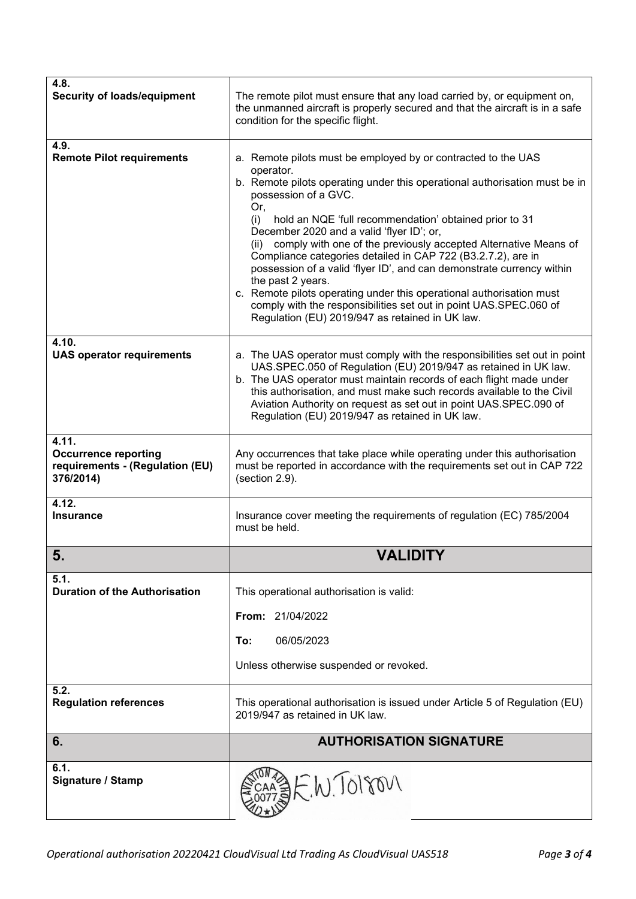| | |
|---|---|
| **4.8.** **Security of loads/equipment** | The remote pilot must ensure that any load carried by, or equipment on, the unmanned aircraft is properly secured and that the aircraft is in a safe condition for the specific flight. |
| **4.9.** **Remote Pilot requirements** | a. Remote pilots must be employed by or contracted to the UAS operator.<br>b. Remote pilots operating under this operational authorisation must be in possession of a GVC.<br>Or,<br>(i) hold an NQE 'full recommendation' obtained prior to 31 December 2020 and a valid 'flyer ID'; or,<br>(ii) comply with one of the previously accepted Alternative Means of Compliance categories detailed in CAP 722 (B3.2.7.2), are in possession of a valid 'flyer ID', and can demonstrate currency within the past 2 years.<br>c. Remote pilots operating under this operational authorisation must comply with the responsibilities set out in point UAS.SPEC.060 of Regulation (EU) 2019/947 as retained in UK law. |
| **4.10.** **UAS operator requirements** | a. The UAS operator must comply with the responsibilities set out in point UAS.SPEC.050 of Regulation (EU) 2019/947 as retained in UK law.<br>b. The UAS operator must maintain records of each flight made under this authorisation, and must make such records available to the Civil Aviation Authority on request as set out in point UAS.SPEC.090 of Regulation (EU) 2019/947 as retained in UK law. |
| **4.11.** **Occurrence reporting requirements - (Regulation (EU) 376/2014)** | Any occurrences that take place while operating under this authorisation must be reported in accordance with the requirements set out in CAP 722 (section 2.9). |
| **4.12.** **Insurance** | Insurance cover meeting the requirements of regulation (EC) 785/2004 must be held. |
| **5.** | **VALIDITY** |
| **5.1.** **Duration of the Authorisation** | This operational authorisation is valid:<br>**From:** 21/04/2022<br>**To:** 06/05/2023<br>Unless otherwise suspended or revoked. |
| **5.2.** **Regulation references** | This operational authorisation is issued under Article 5 of Regulation (EU) 2019/947 as retained in UK law. |
| **6.** | **AUTHORISATION SIGNATURE** |
| **6.1.** **Signature / Stamp** | CIVIL AVIATION AUTHORITY CAA 0077 E.W.Tolson |

*Operational authorisation 20220421 CloudVisual Ltd Trading As CloudVisual UAS518*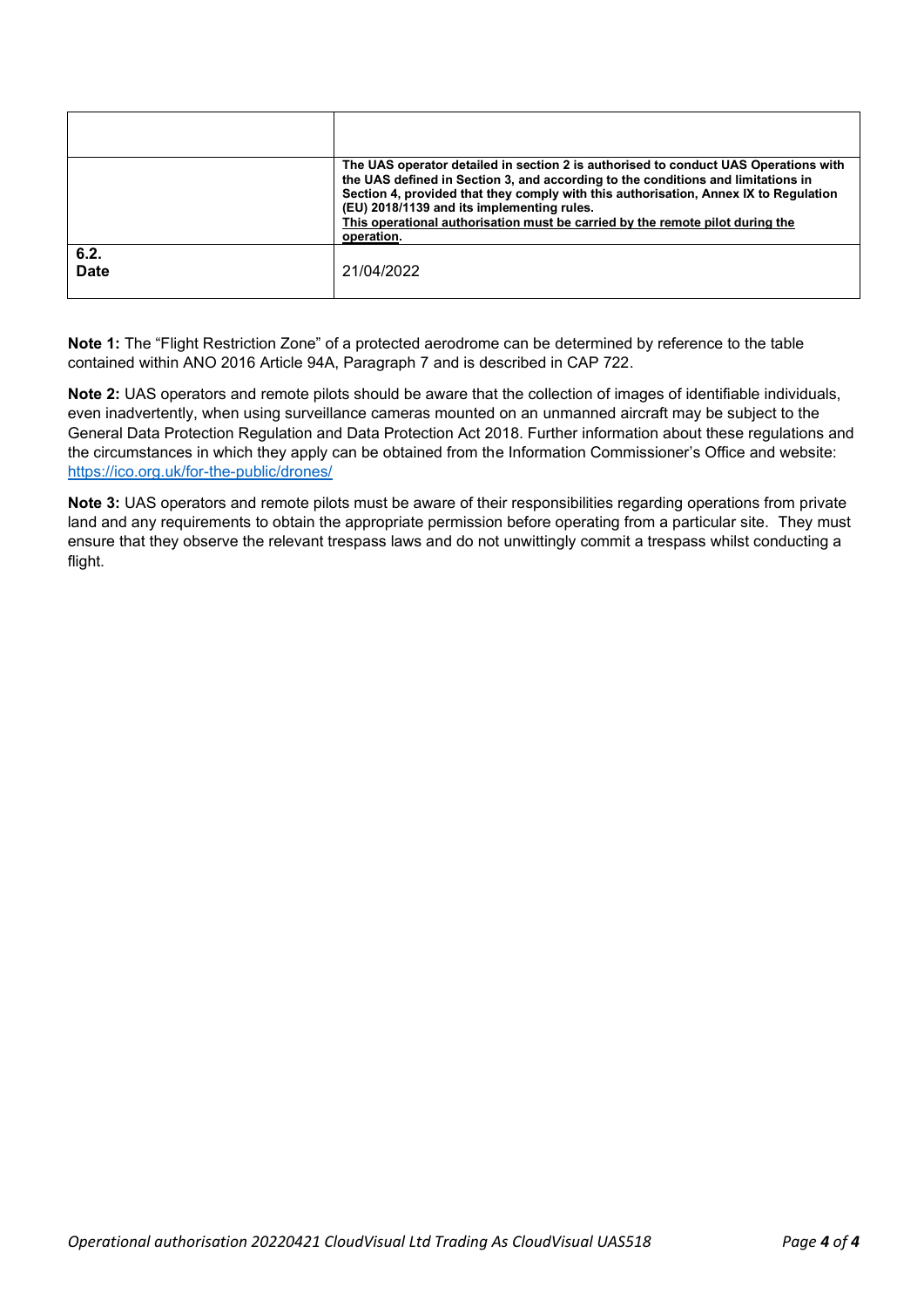| | |
|---|---|
| | |
| | **The UAS operator detailed in section 2 is authorised to conduct UAS Operations with the UAS defined in Section 3, and according to the conditions and limitations in Section 4, provided that they comply with this authorisation, Annex IX to Regulation (EU) 2018/1139 and its implementing rules.** **<u>This operational authorisation must be carried by the remote pilot during the operation</u>.** |
| **6.2. Date** | 21/04/2022 |

**Note 1:** The "Flight Restriction Zone" of a protected aerodrome can be determined by reference to the table contained within ANO 2016 Article 94A, Paragraph 7 and is described in CAP 722.

**Note 2:** UAS operators and remote pilots should be aware that the collection of images of identifiable individuals, even inadvertently, when using surveillance cameras mounted on an unmanned aircraft may be subject to the General Data Protection Regulation and Data Protection Act 2018. Further information about these regulations and the circumstances in which they apply can be obtained from the Information Commissioner's Office and website: https://ico.org.uk/for-the-public/drones/

**Note 3:** UAS operators and remote pilots must be aware of their responsibilities regarding operations from private land and any requirements to obtain the appropriate permission before operating from a particular site. They must ensure that they observe the relevant trespass laws and do not unwittingly commit a trespass whilst conducting a flight.